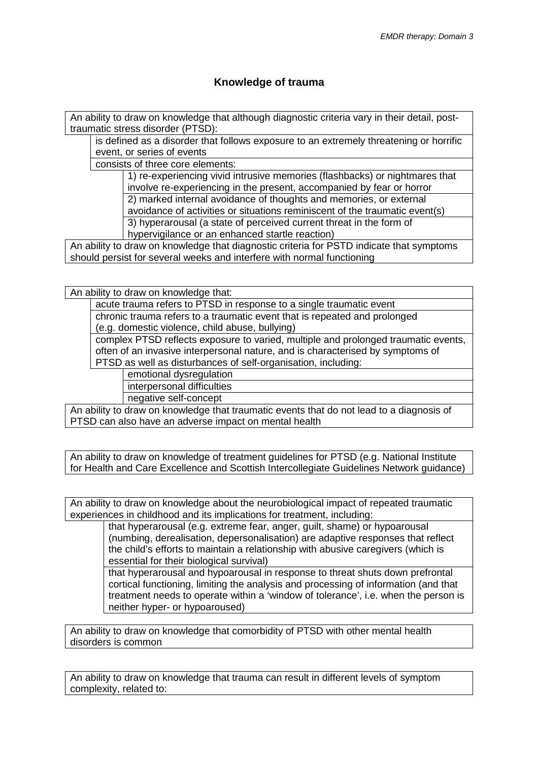# Knowledge of trauma

An ability to draw on knowledge that although diagnostic criteria vary in their detail, post-traumatic stress disorder (PTSD):

- is defined as a disorder that follows exposure to an extremely threatening or horrific event, or series of events
- consists of three core elements:
  - 1) re-experiencing vivid intrusive memories (flashbacks) or nightmares that involve re-experiencing in the present, accompanied by fear or horror
  - 2) marked internal avoidance of thoughts and memories, or external avoidance of activities or situations reminiscent of the traumatic event(s)
  - 3) hyperarousal (a state of perceived current threat in the form of hypervigilance or an enhanced startle reaction)

An ability to draw on knowledge that diagnostic criteria for PSTD indicate that symptoms should persist for several weeks and interfere with normal functioning

An ability to draw on knowledge that:

- acute trauma refers to PTSD in response to a single traumatic event
- chronic trauma refers to a traumatic event that is repeated and prolonged (e.g. domestic violence, child abuse, bullying)
- complex PTSD reflects exposure to varied, multiple and prolonged traumatic events, often of an invasive interpersonal nature, and is characterised by symptoms of PTSD as well as disturbances of self-organisation, including:
  - emotional dysregulation
  - interpersonal difficulties
  - negative self-concept

An ability to draw on knowledge that traumatic events that do not lead to a diagnosis of PTSD can also have an adverse impact on mental health

An ability to draw on knowledge of treatment guidelines for PTSD (e.g. National Institute for Health and Care Excellence and Scottish Intercollegiate Guidelines Network guidance)

An ability to draw on knowledge about the neurobiological impact of repeated traumatic experiences in childhood and its implications for treatment, including:

- that hyperarousal (e.g. extreme fear, anger, guilt, shame) or hypoarousal (numbing, derealisation, depersonalisation) are adaptive responses that reflect the child's efforts to maintain a relationship with abusive caregivers (which is essential for their biological survival)
- that hyperarousal and hypoarousal in response to threat shuts down prefrontal cortical functioning, limiting the analysis and processing of information (and that treatment needs to operate within a 'window of tolerance', i.e. when the person is neither hyper- or hypoaroused)

An ability to draw on knowledge that comorbidity of PTSD with other mental health disorders is common

An ability to draw on knowledge that trauma can result in different levels of symptom complexity, related to: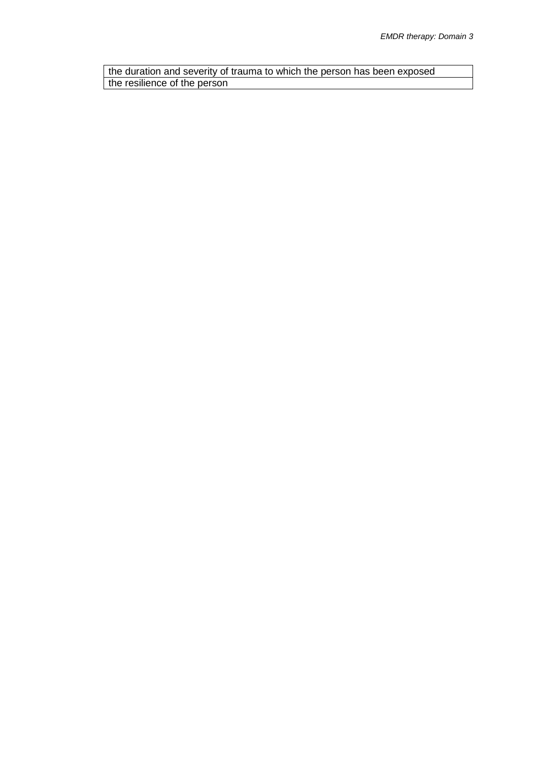| the duration and severity of trauma to which the person has been exposed |
| --- |
| the resilience of the person |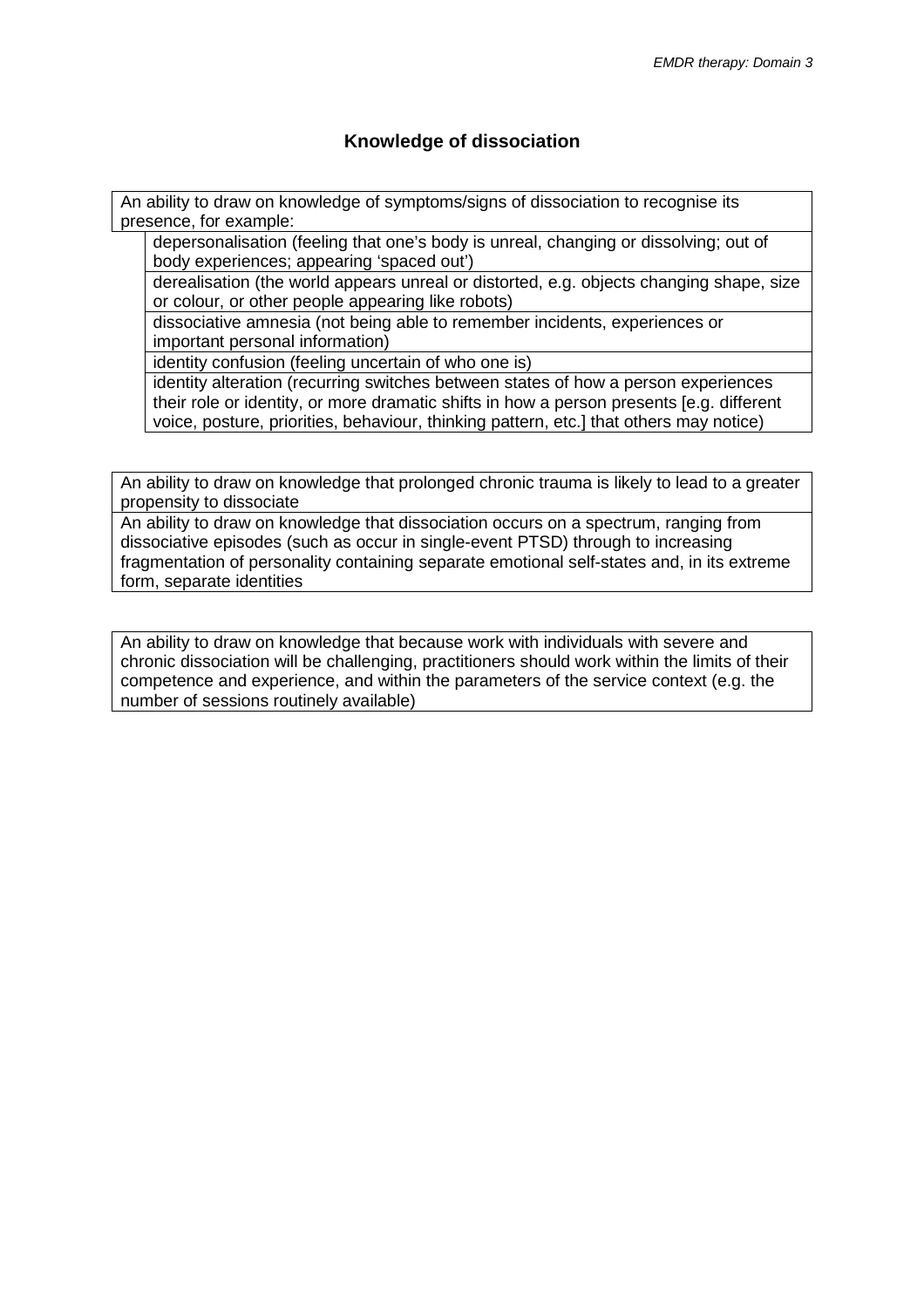## Knowledge of dissociation

An ability to draw on knowledge of symptoms/signs of dissociation to recognise its presence, for example:

- depersonalisation (feeling that one's body is unreal, changing or dissolving; out of body experiences; appearing 'spaced out')
- derealisation (the world appears unreal or distorted, e.g. objects changing shape, size or colour, or other people appearing like robots)
- dissociative amnesia (not being able to remember incidents, experiences or important personal information)
- identity confusion (feeling uncertain of who one is)
- identity alteration (recurring switches between states of how a person experiences their role or identity, or more dramatic shifts in how a person presents [e.g. different voice, posture, priorities, behaviour, thinking pattern, etc.] that others may notice)

An ability to draw on knowledge that prolonged chronic trauma is likely to lead to a greater propensity to dissociate

An ability to draw on knowledge that dissociation occurs on a spectrum, ranging from dissociative episodes (such as occur in single-event PTSD) through to increasing fragmentation of personality containing separate emotional self-states and, in its extreme form, separate identities

An ability to draw on knowledge that because work with individuals with severe and chronic dissociation will be challenging, practitioners should work within the limits of their competence and experience, and within the parameters of the service context (e.g. the number of sessions routinely available)